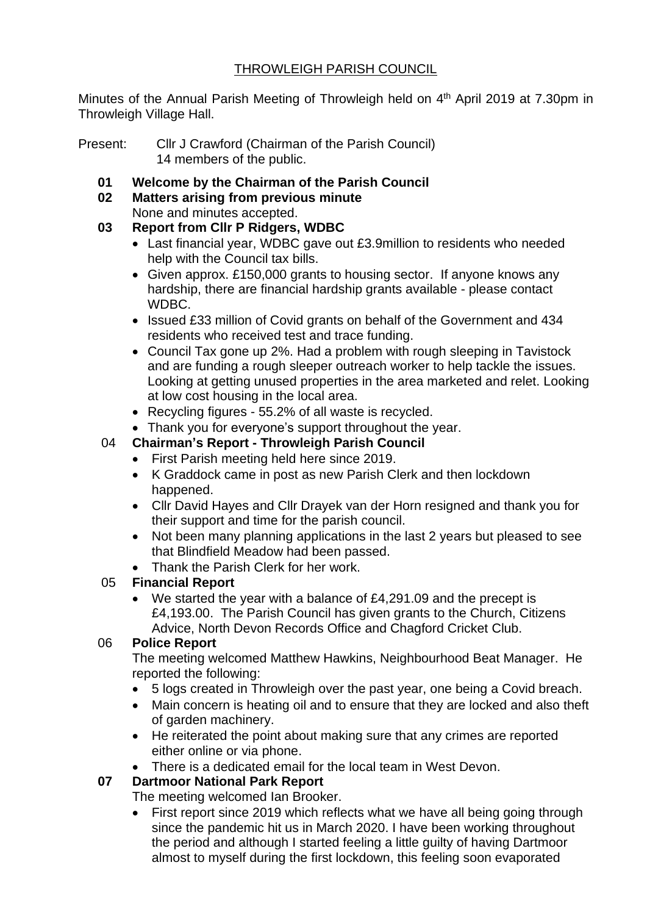# THROWLEIGH PARISH COUNCIL

Minutes of the Annual Parish Meeting of Throwleigh held on 4th April 2019 at 7.30pm in Throwleigh Village Hall.

Present: Cllr J Crawford (Chairman of the Parish Council)
14 members of the public.

**01 Welcome by the Chairman of the Parish Council**

**02 Matters arising from previous minute**

None and minutes accepted.

**03 Report from Cllr P Ridgers, WDBC**

- Last financial year, WDBC gave out £3.9million to residents who needed help with the Council tax bills.
- Given approx. £150,000 grants to housing sector. If anyone knows any hardship, there are financial hardship grants available - please contact WDBC.
- Issued £33 million of Covid grants on behalf of the Government and 434 residents who received test and trace funding.
- Council Tax gone up 2%. Had a problem with rough sleeping in Tavistock and are funding a rough sleeper outreach worker to help tackle the issues. Looking at getting unused properties in the area marketed and relet. Looking at low cost housing in the local area.
- Recycling figures - 55.2% of all waste is recycled.
- Thank you for everyone's support throughout the year.

04 **Chairman's Report - Throwleigh Parish Council**

- First Parish meeting held here since 2019.
- K Graddock came in post as new Parish Clerk and then lockdown happened.
- Cllr David Hayes and Cllr Drayek van der Horn resigned and thank you for their support and time for the parish council.
- Not been many planning applications in the last 2 years but pleased to see that Blindfield Meadow had been passed.
- Thank the Parish Clerk for her work.

05 **Financial Report**

- We started the year with a balance of £4,291.09 and the precept is £4,193.00. The Parish Council has given grants to the Church, Citizens Advice, North Devon Records Office and Chagford Cricket Club.

06 **Police Report**

The meeting welcomed Matthew Hawkins, Neighbourhood Beat Manager. He reported the following:

- 5 logs created in Throwleigh over the past year, one being a Covid breach.
- Main concern is heating oil and to ensure that they are locked and also theft of garden machinery.
- He reiterated the point about making sure that any crimes are reported either online or via phone.
- There is a dedicated email for the local team in West Devon.

**07 Dartmoor National Park Report**

The meeting welcomed Ian Brooker.

- First report since 2019 which reflects what we have all being going through since the pandemic hit us in March 2020. I have been working throughout the period and although I started feeling a little guilty of having Dartmoor almost to myself during the first lockdown, this feeling soon evaporated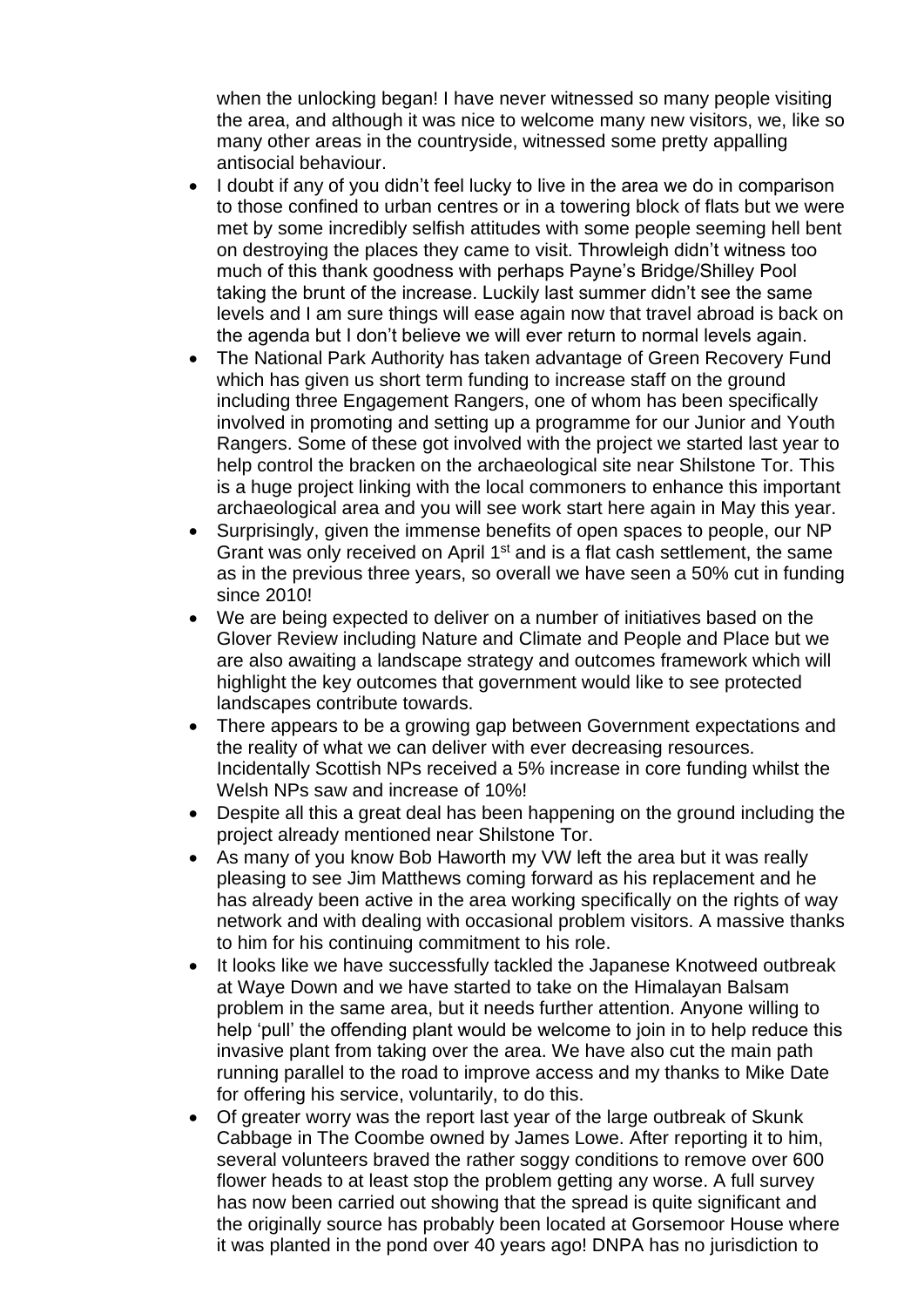when the unlocking began! I have never witnessed so many people visiting the area, and although it was nice to welcome many new visitors, we, like so many other areas in the countryside, witnessed some pretty appalling antisocial behaviour.

- I doubt if any of you didn't feel lucky to live in the area we do in comparison to those confined to urban centres or in a towering block of flats but we were met by some incredibly selfish attitudes with some people seeming hell bent on destroying the places they came to visit. Throwleigh didn't witness too much of this thank goodness with perhaps Payne's Bridge/Shilley Pool taking the brunt of the increase. Luckily last summer didn't see the same levels and I am sure things will ease again now that travel abroad is back on the agenda but I don't believe we will ever return to normal levels again.
- The National Park Authority has taken advantage of Green Recovery Fund which has given us short term funding to increase staff on the ground including three Engagement Rangers, one of whom has been specifically involved in promoting and setting up a programme for our Junior and Youth Rangers. Some of these got involved with the project we started last year to help control the bracken on the archaeological site near Shilstone Tor. This is a huge project linking with the local commoners to enhance this important archaeological area and you will see work start here again in May this year.
- Surprisingly, given the immense benefits of open spaces to people, our NP Grant was only received on April 1st and is a flat cash settlement, the same as in the previous three years, so overall we have seen a 50% cut in funding since 2010!
- We are being expected to deliver on a number of initiatives based on the Glover Review including Nature and Climate and People and Place but we are also awaiting a landscape strategy and outcomes framework which will highlight the key outcomes that government would like to see protected landscapes contribute towards.
- There appears to be a growing gap between Government expectations and the reality of what we can deliver with ever decreasing resources. Incidentally Scottish NPs received a 5% increase in core funding whilst the Welsh NPs saw and increase of 10%!
- Despite all this a great deal has been happening on the ground including the project already mentioned near Shilstone Tor.
- As many of you know Bob Haworth my VW left the area but it was really pleasing to see Jim Matthews coming forward as his replacement and he has already been active in the area working specifically on the rights of way network and with dealing with occasional problem visitors. A massive thanks to him for his continuing commitment to his role.
- It looks like we have successfully tackled the Japanese Knotweed outbreak at Waye Down and we have started to take on the Himalayan Balsam problem in the same area, but it needs further attention. Anyone willing to help 'pull' the offending plant would be welcome to join in to help reduce this invasive plant from taking over the area. We have also cut the main path running parallel to the road to improve access and my thanks to Mike Date for offering his service, voluntarily, to do this.
- Of greater worry was the report last year of the large outbreak of Skunk Cabbage in The Coombe owned by James Lowe. After reporting it to him, several volunteers braved the rather soggy conditions to remove over 600 flower heads to at least stop the problem getting any worse. A full survey has now been carried out showing that the spread is quite significant and the originally source has probably been located at Gorsemoor House where it was planted in the pond over 40 years ago! DNPA has no jurisdiction to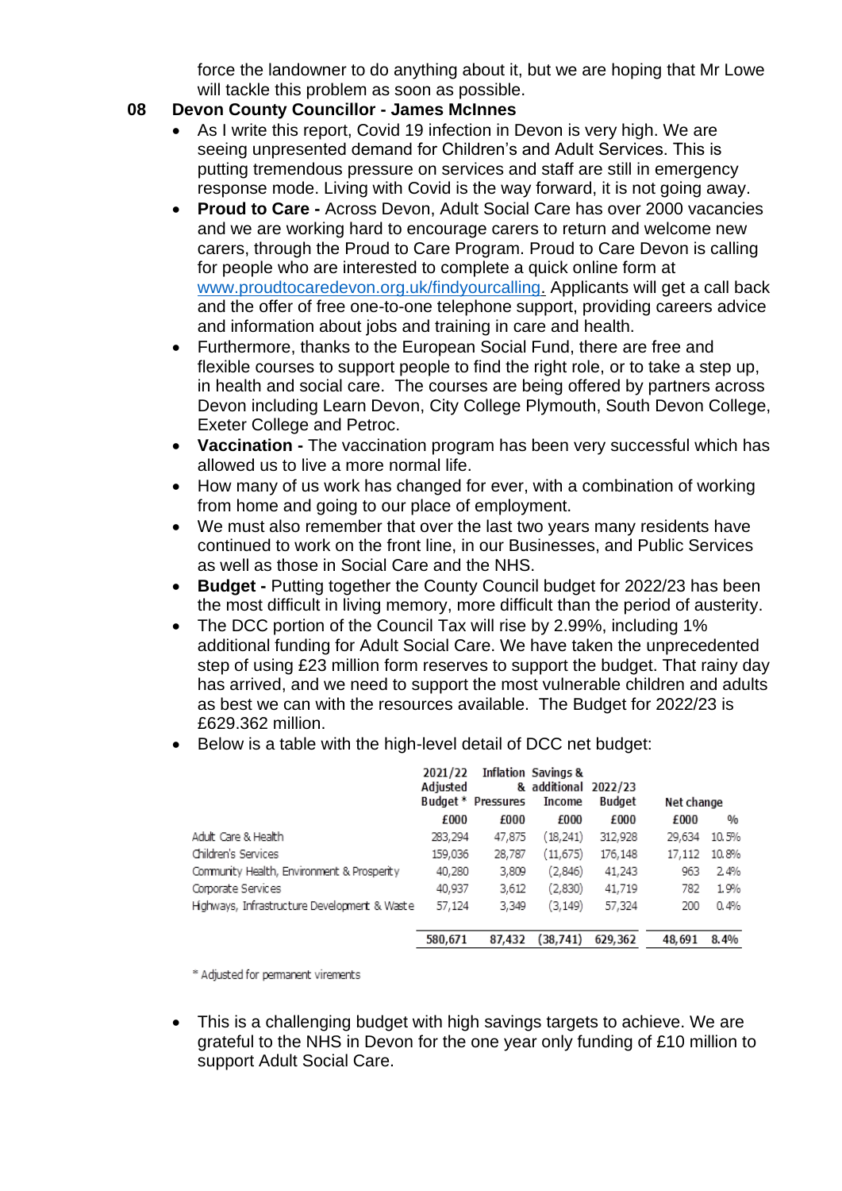force the landowner to do anything about it, but we are hoping that Mr Lowe will tackle this problem as soon as possible.

## 08 Devon County Councillor - James McInnes

- As I write this report, Covid 19 infection in Devon is very high. We are seeing unpresented demand for Children's and Adult Services. This is putting tremendous pressure on services and staff are still in emergency response mode. Living with Covid is the way forward, it is not going away.
- **Proud to Care -** Across Devon, Adult Social Care has over 2000 vacancies and we are working hard to encourage carers to return and welcome new carers, through the Proud to Care Program. Proud to Care Devon is calling for people who are interested to complete a quick online form at [www.proudtocaredevon.org.uk/findyourcalling](www.proudtocaredevon.org.uk/findyourcalling). Applicants will get a call back and the offer of free one-to-one telephone support, providing careers advice and information about jobs and training in care and health.
- Furthermore, thanks to the European Social Fund, there are free and flexible courses to support people to find the right role, or to take a step up, in health and social care. The courses are being offered by partners across Devon including Learn Devon, City College Plymouth, South Devon College, Exeter College and Petroc.
- **Vaccination -** The vaccination program has been very successful which has allowed us to live a more normal life.
- How many of us work has changed for ever, with a combination of working from home and going to our place of employment.
- We must also remember that over the last two years many residents have continued to work on the front line, in our Businesses, and Public Services as well as those in Social Care and the NHS.
- **Budget -** Putting together the County Council budget for 2022/23 has been the most difficult in living memory, more difficult than the period of austerity.
- The DCC portion of the Council Tax will rise by 2.99%, including 1% additional funding for Adult Social Care. We have taken the unprecedented step of using £23 million form reserves to support the budget. That rainy day has arrived, and we need to support the most vulnerable children and adults as best we can with the resources available. The Budget for 2022/23 is £629.362 million.
- Below is a table with the high-level detail of DCC net budget:

| | 2021/22 Adjusted Budget * | Inflation & Pressures | Savings & additional Income | 2022/23 Budget | Net change | |
|---|---|---|---|---|---|---|
| | £000 | £000 | £000 | £000 | £000 | % |
| Adult Care & Health | 283,294 | 47,875 | (18,241) | 312,928 | 29,634 | 10.5% |
| Children's Services | 159,036 | 28,787 | (11,675) | 176,148 | 17,112 | 10.8% |
| Community Health, Environment & Prosperity | 40,280 | 3,809 | (2,846) | 41,243 | 963 | 2.4% |
| Corporate Services | 40,937 | 3,612 | (2,830) | 41,719 | 782 | 1.9% |
| Highways, Infrastructure Development & Waste | 57,124 | 3,349 | (3,149) | 57,324 | 200 | 0.4% |
| | 580,671 | 87,432 | (38,741) | 629,362 | 48,691 | 8.4% |

\* Adjusted for permanent virements

- This is a challenging budget with high savings targets to achieve. We are grateful to the NHS in Devon for the one year only funding of £10 million to support Adult Social Care.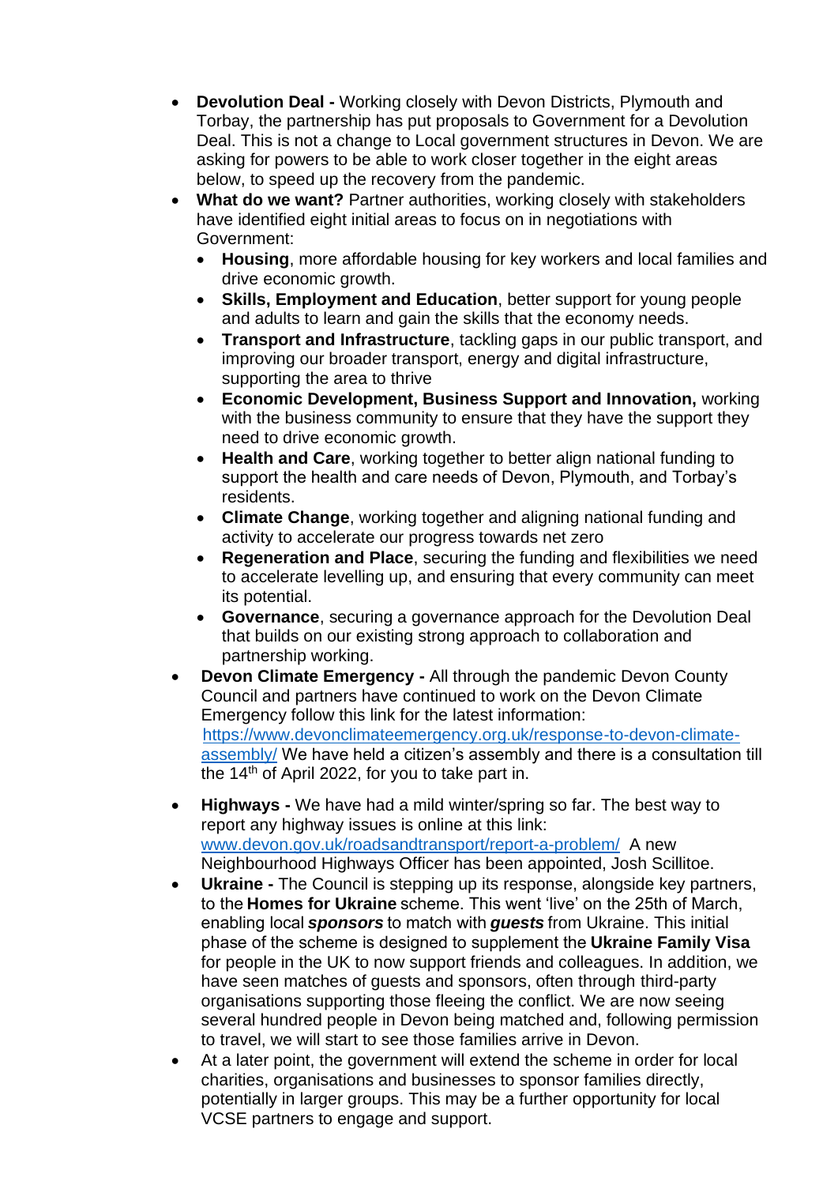- **Devolution Deal -** Working closely with Devon Districts, Plymouth and Torbay, the partnership has put proposals to Government for a Devolution Deal. This is not a change to Local government structures in Devon. We are asking for powers to be able to work closer together in the eight areas below, to speed up the recovery from the pandemic.
- **What do we want?** Partner authorities, working closely with stakeholders have identified eight initial areas to focus on in negotiations with Government:
  - **Housing**, more affordable housing for key workers and local families and drive economic growth.
  - **Skills, Employment and Education**, better support for young people and adults to learn and gain the skills that the economy needs.
  - **Transport and Infrastructure**, tackling gaps in our public transport, and improving our broader transport, energy and digital infrastructure, supporting the area to thrive
  - **Economic Development, Business Support and Innovation,** working with the business community to ensure that they have the support they need to drive economic growth.
  - **Health and Care**, working together to better align national funding to support the health and care needs of Devon, Plymouth, and Torbay's residents.
  - **Climate Change**, working together and aligning national funding and activity to accelerate our progress towards net zero
  - **Regeneration and Place**, securing the funding and flexibilities we need to accelerate levelling up, and ensuring that every community can meet its potential.
  - **Governance**, securing a governance approach for the Devolution Deal that builds on our existing strong approach to collaboration and partnership working.
- **Devon Climate Emergency -** All through the pandemic Devon County Council and partners have continued to work on the Devon Climate Emergency follow this link for the latest information: [https://www.devonclimateemergency.org.uk/response-to-devon-climate-assembly/](https://www.devonclimateemergency.org.uk/response-to-devon-climate-assembly/) We have held a citizen's assembly and there is a consultation till the 14th of April 2022, for you to take part in.
- **Highways -** We have had a mild winter/spring so far. The best way to report any highway issues is online at this link: [www.devon.gov.uk/roadsandtransport/report-a-problem/](www.devon.gov.uk/roadsandtransport/report-a-problem/) A new Neighbourhood Highways Officer has been appointed, Josh Scillitoe.
- **Ukraine -** The Council is stepping up its response, alongside key partners, to the **Homes for Ukraine** scheme. This went 'live' on the 25th of March, enabling local ***sponsors*** to match with ***guests*** from Ukraine. This initial phase of the scheme is designed to supplement the **Ukraine Family Visa** for people in the UK to now support friends and colleagues. In addition, we have seen matches of guests and sponsors, often through third-party organisations supporting those fleeing the conflict. We are now seeing several hundred people in Devon being matched and, following permission to travel, we will start to see those families arrive in Devon.
- At a later point, the government will extend the scheme in order for local charities, organisations and businesses to sponsor families directly, potentially in larger groups. This may be a further opportunity for local VCSE partners to engage and support.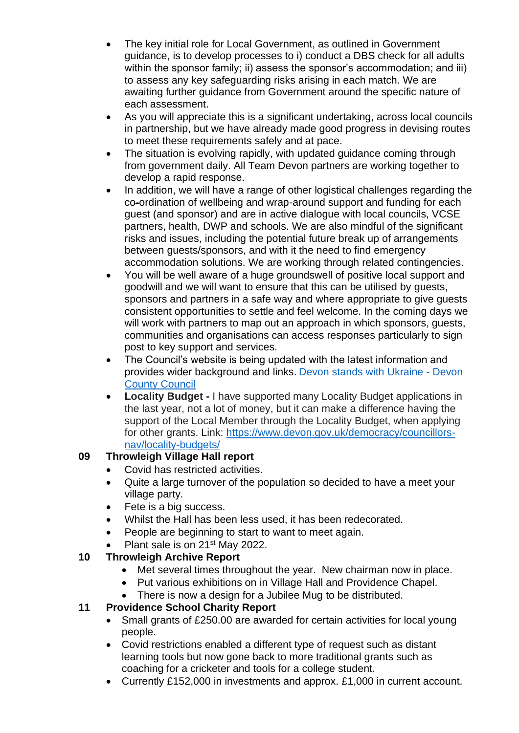- The key initial role for Local Government, as outlined in Government guidance, is to develop processes to i) conduct a DBS check for all adults within the sponsor family; ii) assess the sponsor's accommodation; and iii) to assess any key safeguarding risks arising in each match. We are awaiting further guidance from Government around the specific nature of each assessment.
- As you will appreciate this is a significant undertaking, across local councils in partnership, but we have already made good progress in devising routes to meet these requirements safely and at pace.
- The situation is evolving rapidly, with updated guidance coming through from government daily. All Team Devon partners are working together to develop a rapid response.
- In addition, we will have a range of other logistical challenges regarding the co-ordination of wellbeing and wrap-around support and funding for each guest (and sponsor) and are in active dialogue with local councils, VCSE partners, health, DWP and schools. We are also mindful of the significant risks and issues, including the potential future break up of arrangements between guests/sponsors, and with it the need to find emergency accommodation solutions. We are working through related contingencies.
- You will be well aware of a huge groundswell of positive local support and goodwill and we will want to ensure that this can be utilised by guests, sponsors and partners in a safe way and where appropriate to give guests consistent opportunities to settle and feel welcome. In the coming days we will work with partners to map out an approach in which sponsors, guests, communities and organisations can access responses particularly to sign post to key support and services.
- The Council's website is being updated with the latest information and provides wider background and links. [Devon stands with Ukraine - Devon County Council]
- **Locality Budget -** I have supported many Locality Budget applications in the last year, not a lot of money, but it can make a difference having the support of the Local Member through the Locality Budget, when applying for other grants. Link: https://www.devon.gov.uk/democracy/councillors-nav/locality-budgets/

**09 Throwleigh Village Hall report**

- Covid has restricted activities.
- Quite a large turnover of the population so decided to have a meet your village party.
- Fete is a big success.
- Whilst the Hall has been less used, it has been redecorated.
- People are beginning to start to want to meet again.
- Plant sale is on 21st May 2022.

**10 Throwleigh Archive Report**

- Met several times throughout the year. New chairman now in place.
- Put various exhibitions on in Village Hall and Providence Chapel.
- There is now a design for a Jubilee Mug to be distributed.

**11 Providence School Charity Report**

- Small grants of £250.00 are awarded for certain activities for local young people.
- Covid restrictions enabled a different type of request such as distant learning tools but now gone back to more traditional grants such as coaching for a cricketer and tools for a college student.
- Currently £152,000 in investments and approx. £1,000 in current account.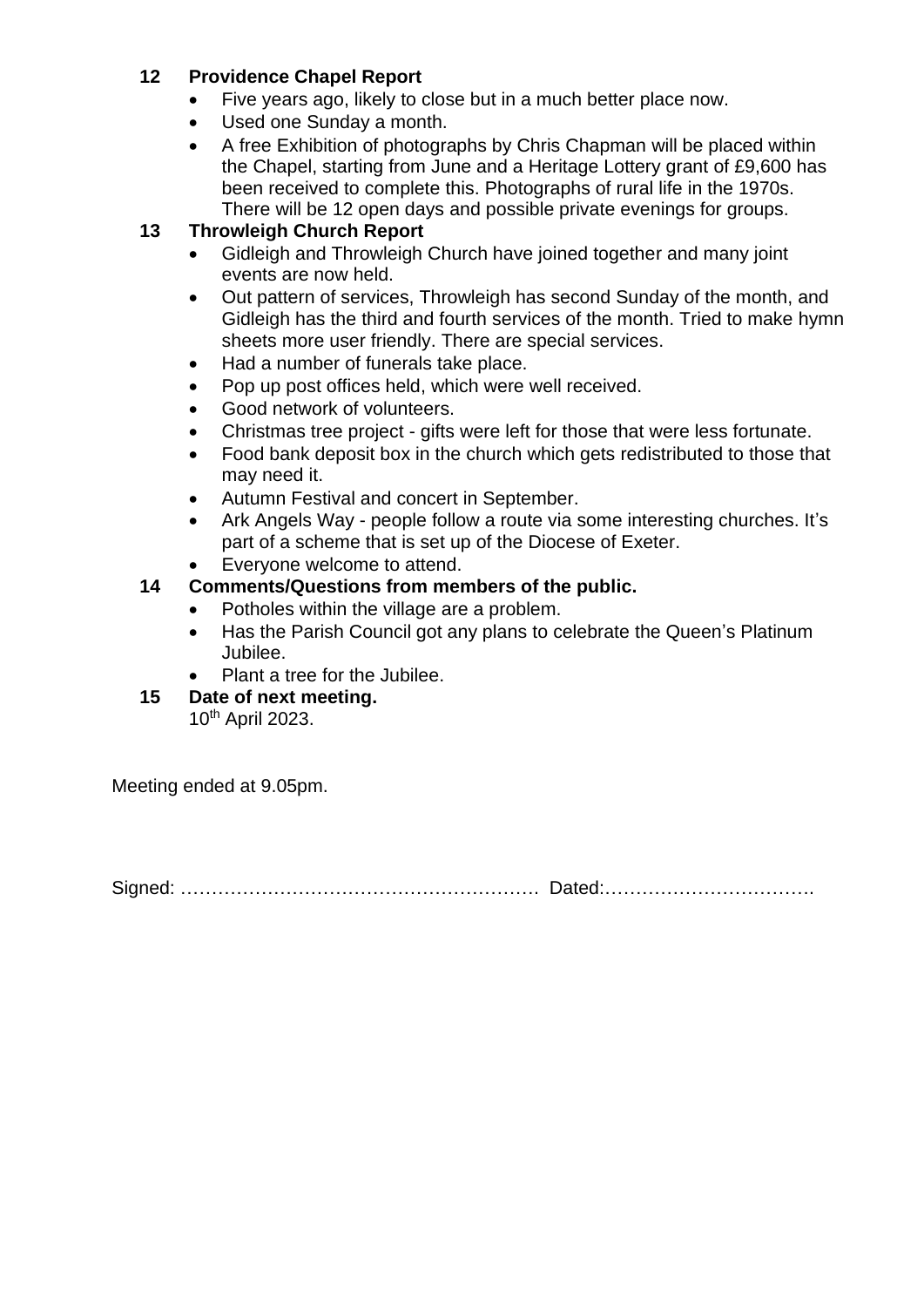**12 Providence Chapel Report**

- Five years ago, likely to close but in a much better place now.
- Used one Sunday a month.
- A free Exhibition of photographs by Chris Chapman will be placed within the Chapel, starting from June and a Heritage Lottery grant of £9,600 has been received to complete this. Photographs of rural life in the 1970s. There will be 12 open days and possible private evenings for groups.

**13 Throwleigh Church Report**

- Gidleigh and Throwleigh Church have joined together and many joint events are now held.
- Out pattern of services, Throwleigh has second Sunday of the month, and Gidleigh has the third and fourth services of the month. Tried to make hymn sheets more user friendly. There are special services.
- Had a number of funerals take place.
- Pop up post offices held, which were well received.
- Good network of volunteers.
- Christmas tree project - gifts were left for those that were less fortunate.
- Food bank deposit box in the church which gets redistributed to those that may need it.
- Autumn Festival and concert in September.
- Ark Angels Way - people follow a route via some interesting churches. It's part of a scheme that is set up of the Diocese of Exeter.
- Everyone welcome to attend.

**14 Comments/Questions from members of the public.**

- Potholes within the village are a problem.
- Has the Parish Council got any plans to celebrate the Queen's Platinum Jubilee.
- Plant a tree for the Jubilee.

**15 Date of next meeting.**

10th April 2023.

Meeting ended at 9.05pm.

Signed: …………………………………………………  Dated:…………………………….